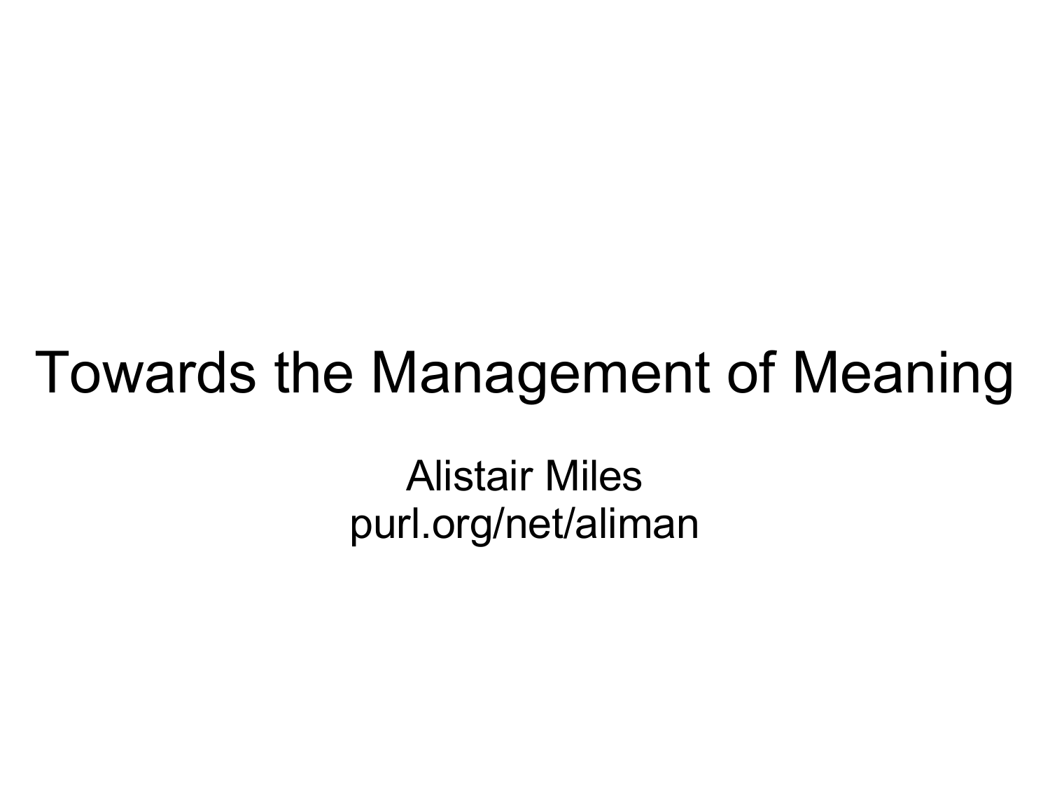# Towards the Management of Meaning

Alistair Miles
purl.org/net/aliman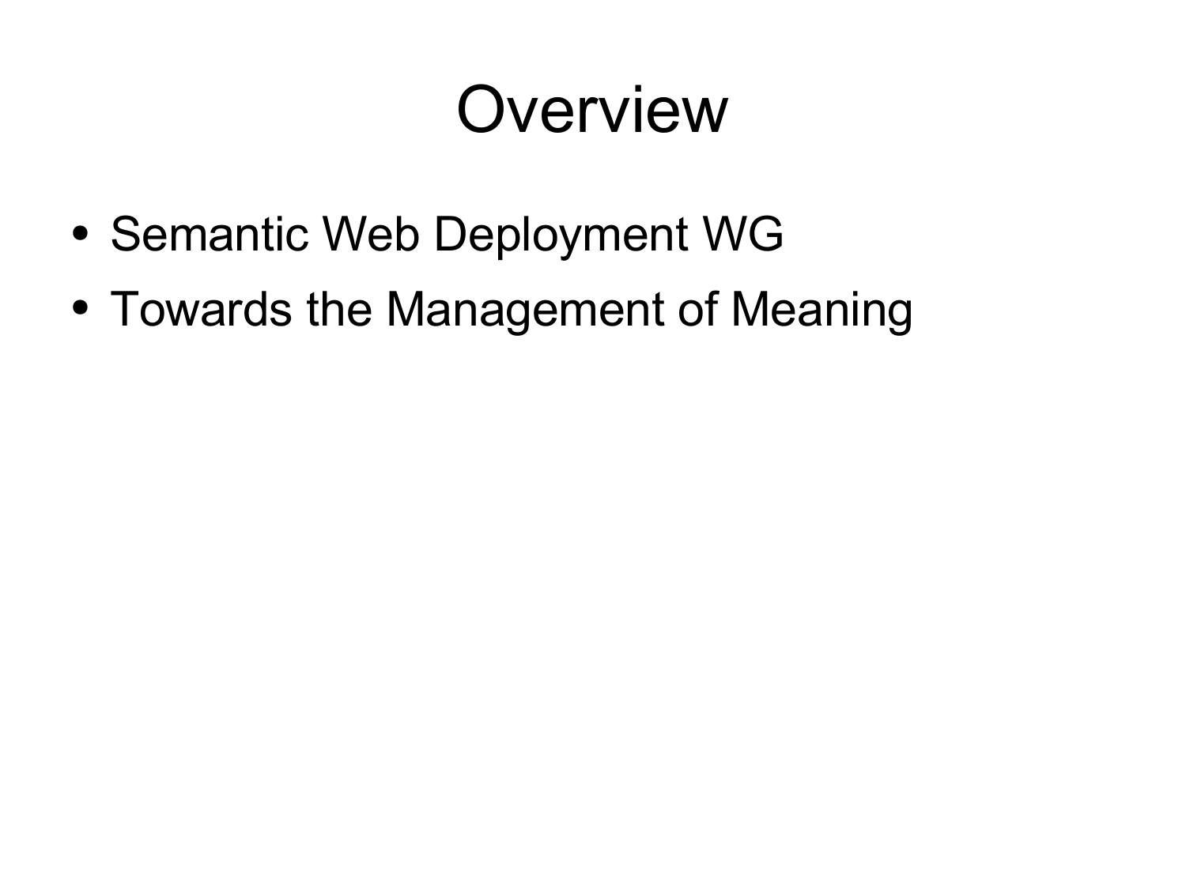# Overview

- Semantic Web Deployment WG
- Towards the Management of Meaning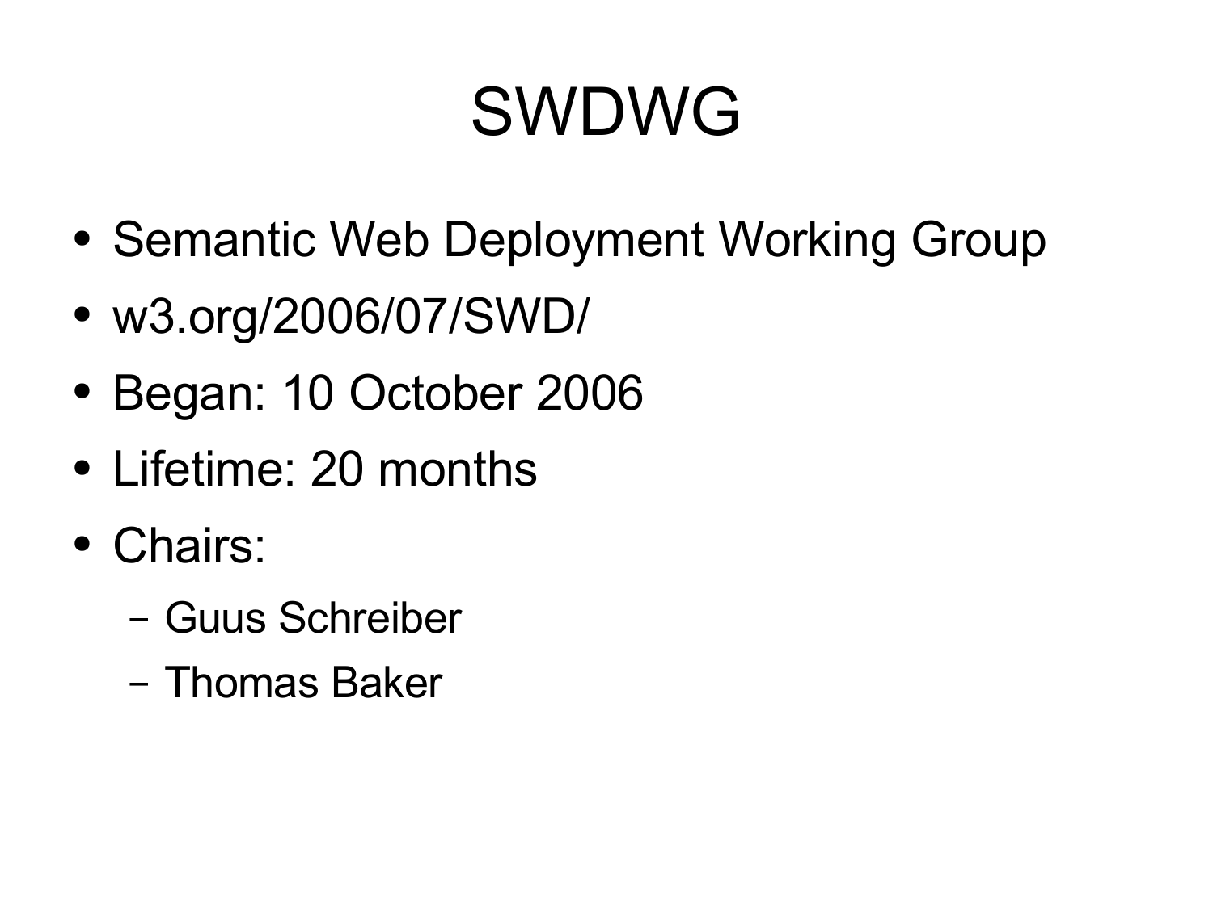# SWDWG

- Semantic Web Deployment Working Group
- w3.org/2006/07/SWD/
- Began: 10 October 2006
- Lifetime: 20 months
- Chairs:
  - Guus Schreiber
  - Thomas Baker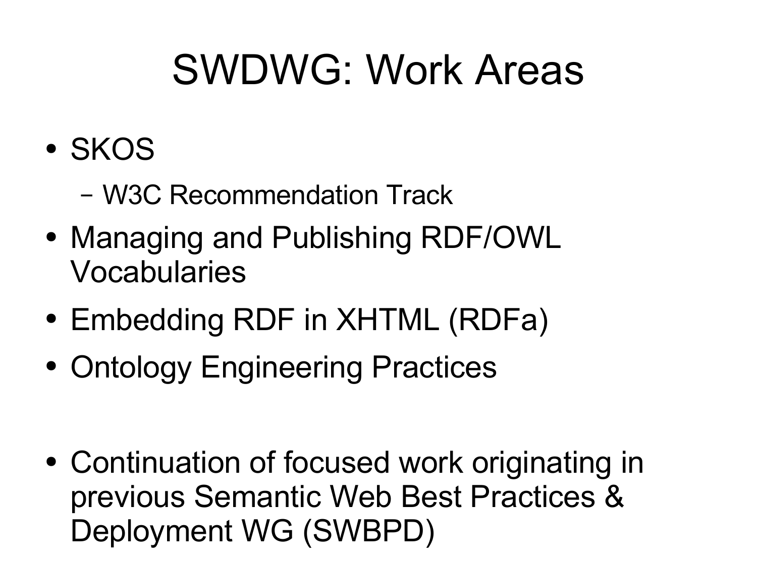# SWDWG: Work Areas

- SKOS
  - W3C Recommendation Track
- Managing and Publishing RDF/OWL Vocabularies
- Embedding RDF in XHTML (RDFa)
- Ontology Engineering Practices

- Continuation of focused work originating in previous Semantic Web Best Practices & Deployment WG (SWBPD)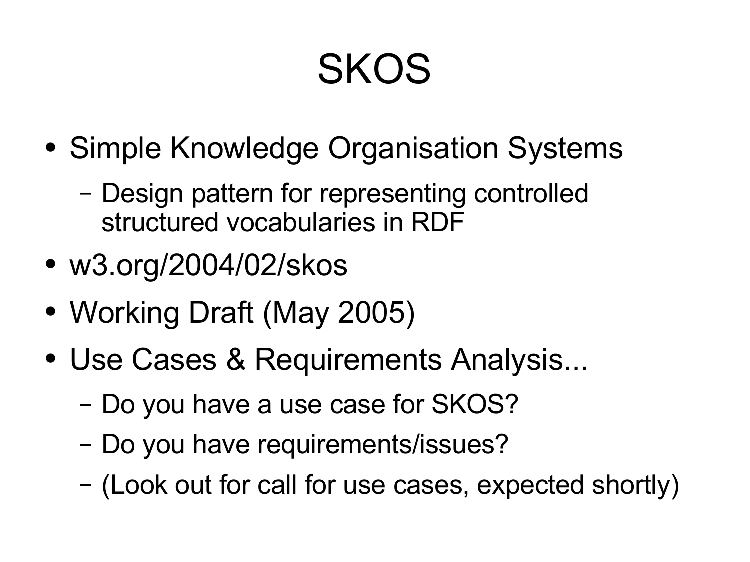# SKOS

- Simple Knowledge Organisation Systems
  - Design pattern for representing controlled structured vocabularies in RDF
- w3.org/2004/02/skos
- Working Draft (May 2005)
- Use Cases & Requirements Analysis...
  - Do you have a use case for SKOS?
  - Do you have requirements/issues?
  - (Look out for call for use cases, expected shortly)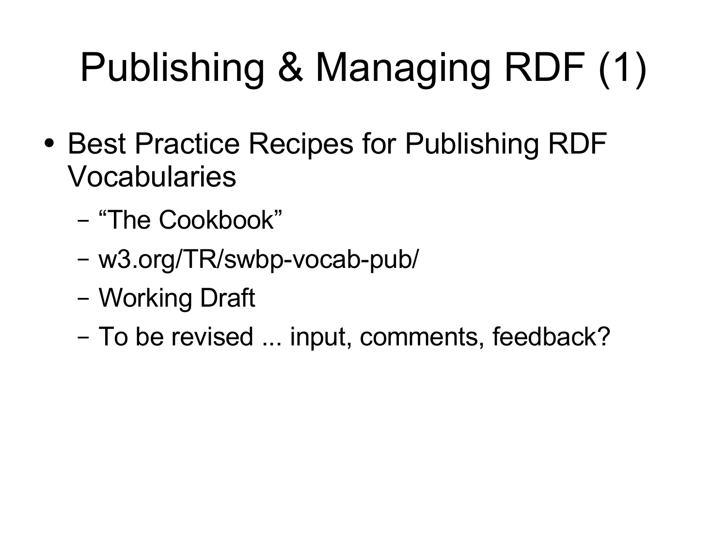# Publishing & Managing RDF (1)

- Best Practice Recipes for Publishing RDF Vocabularies
  - "The Cookbook"
  - w3.org/TR/swbp-vocab-pub/
  - Working Draft
  - To be revised ... input, comments, feedback?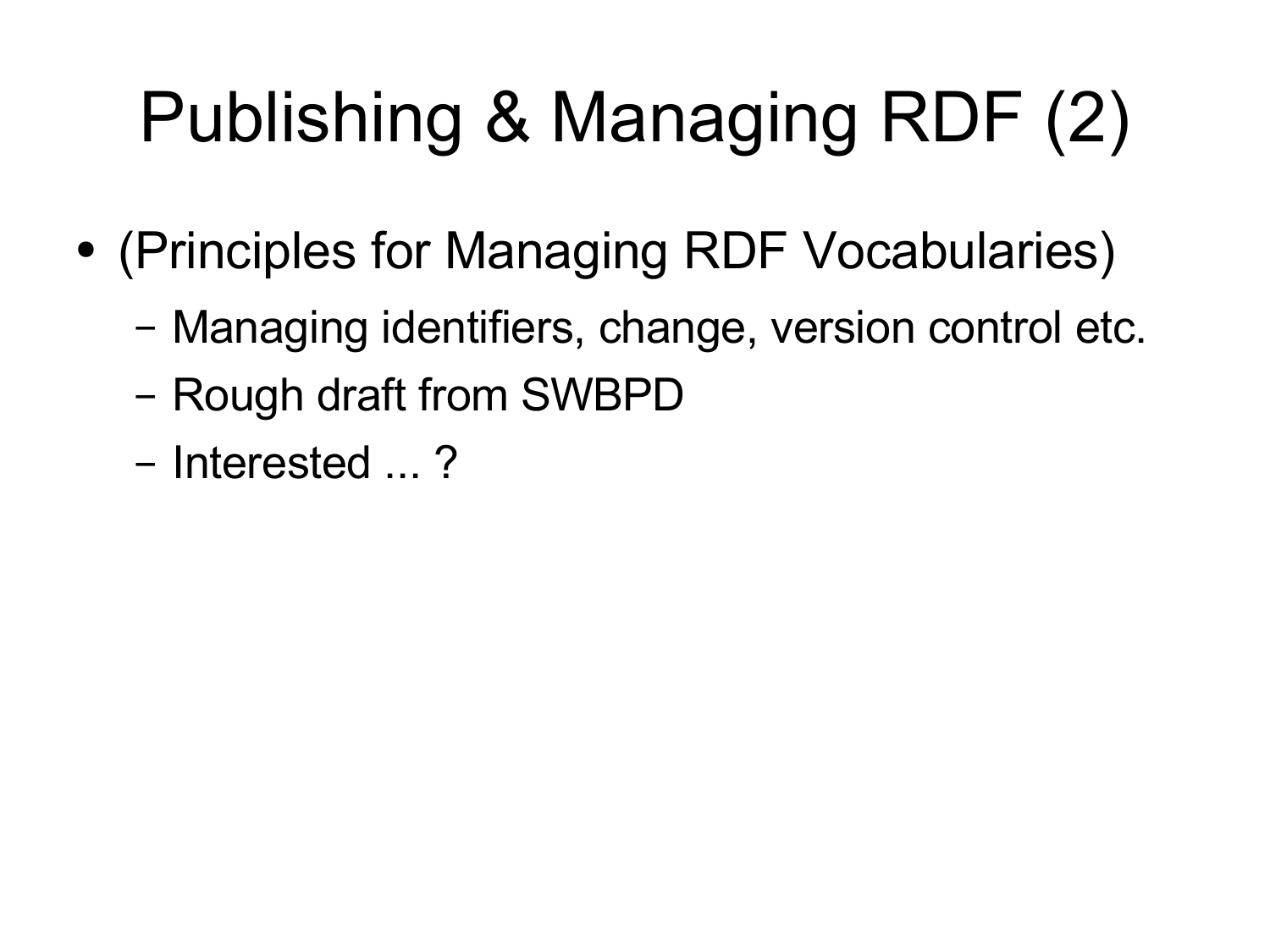# Publishing & Managing RDF (2)

- (Principles for Managing RDF Vocabularies)
  - Managing identifiers, change, version control etc.
  - Rough draft from SWBPD
  - Interested ... ?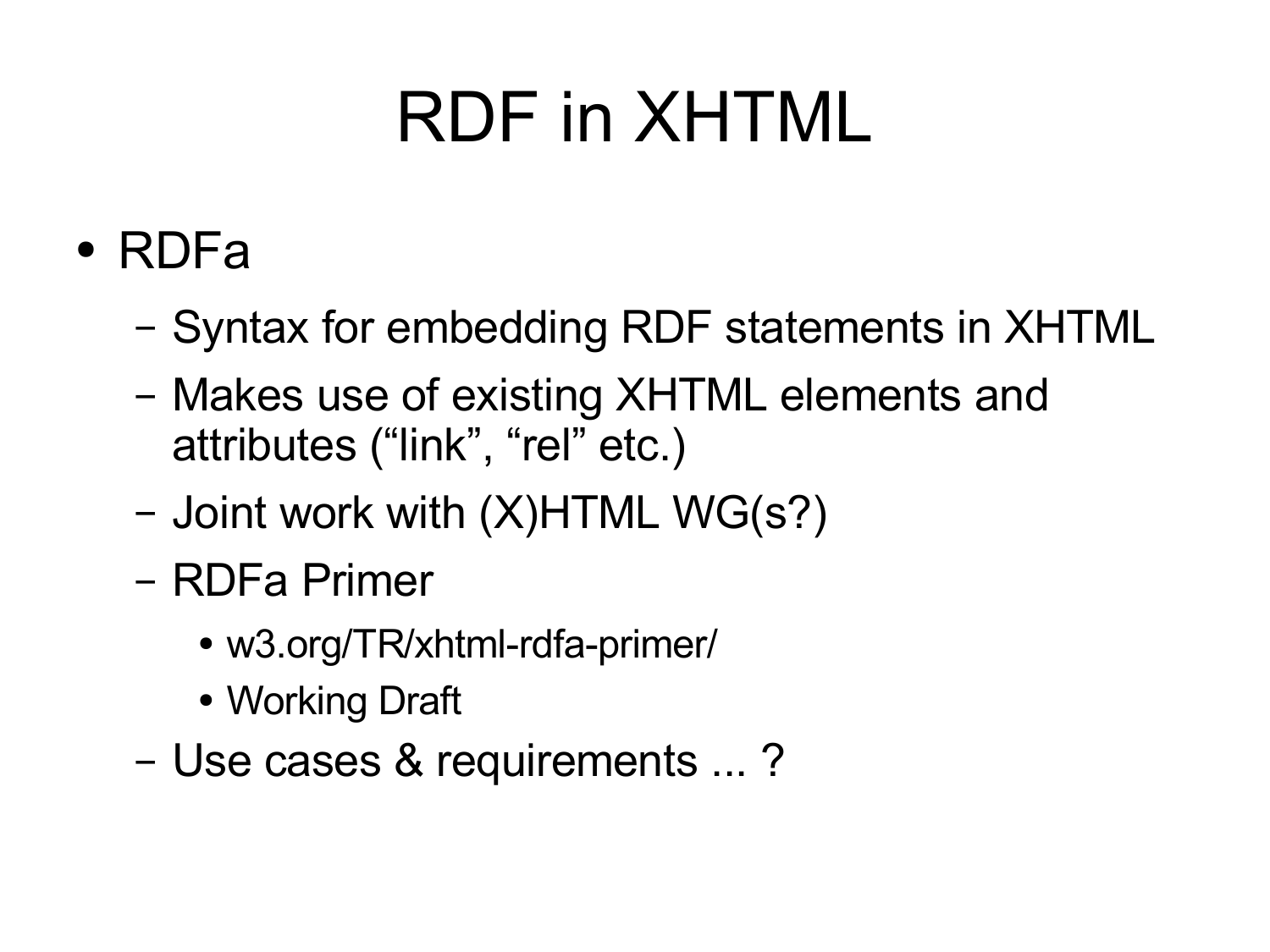# RDF in XHTML

- RDFa
  - Syntax for embedding RDF statements in XHTML
  - Makes use of existing XHTML elements and attributes (“link”, “rel” etc.)
  - Joint work with (X)HTML WG(s?)
  - RDFa Primer
    - w3.org/TR/xhtml-rdfa-primer/
    - Working Draft
  - Use cases & requirements ... ?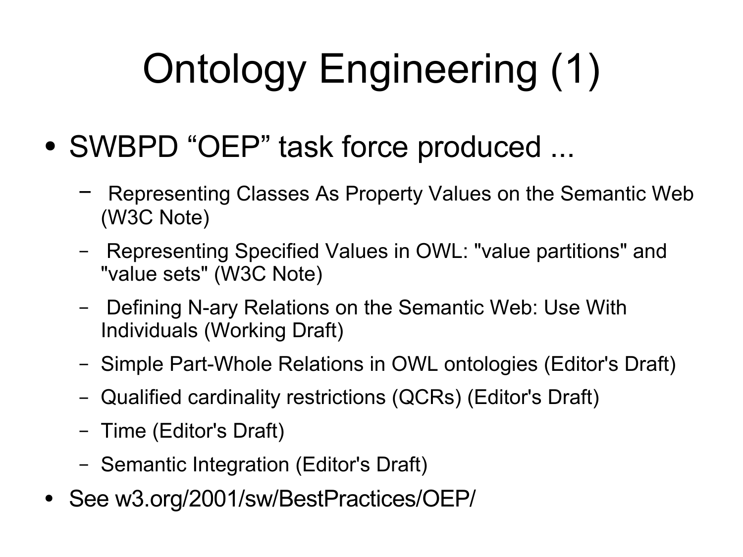# Ontology Engineering (1)

- SWBPD “OEP” task force produced ...
  - Representing Classes As Property Values on the Semantic Web (W3C Note)
  - Representing Specified Values in OWL: "value partitions" and "value sets" (W3C Note)
  - Defining N-ary Relations on the Semantic Web: Use With Individuals (Working Draft)
  - Simple Part-Whole Relations in OWL ontologies (Editor's Draft)
  - Qualified cardinality restrictions (QCRs) (Editor's Draft)
  - Time (Editor's Draft)
  - Semantic Integration (Editor's Draft)
- See w3.org/2001/sw/BestPractices/OEP/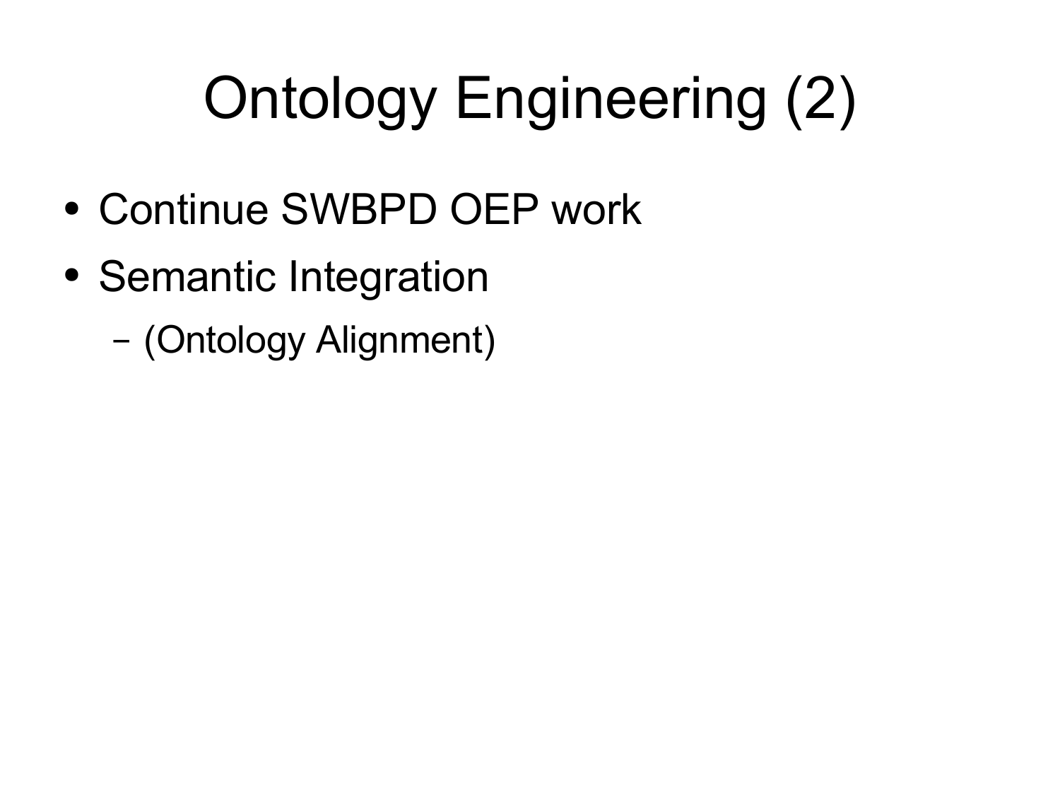# Ontology Engineering (2)

- Continue SWBPD OEP work
- Semantic Integration
  - (Ontology Alignment)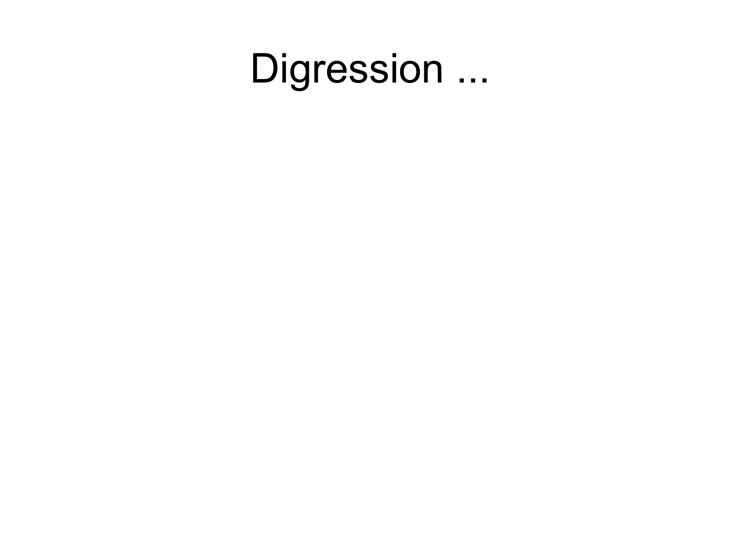# Digression ...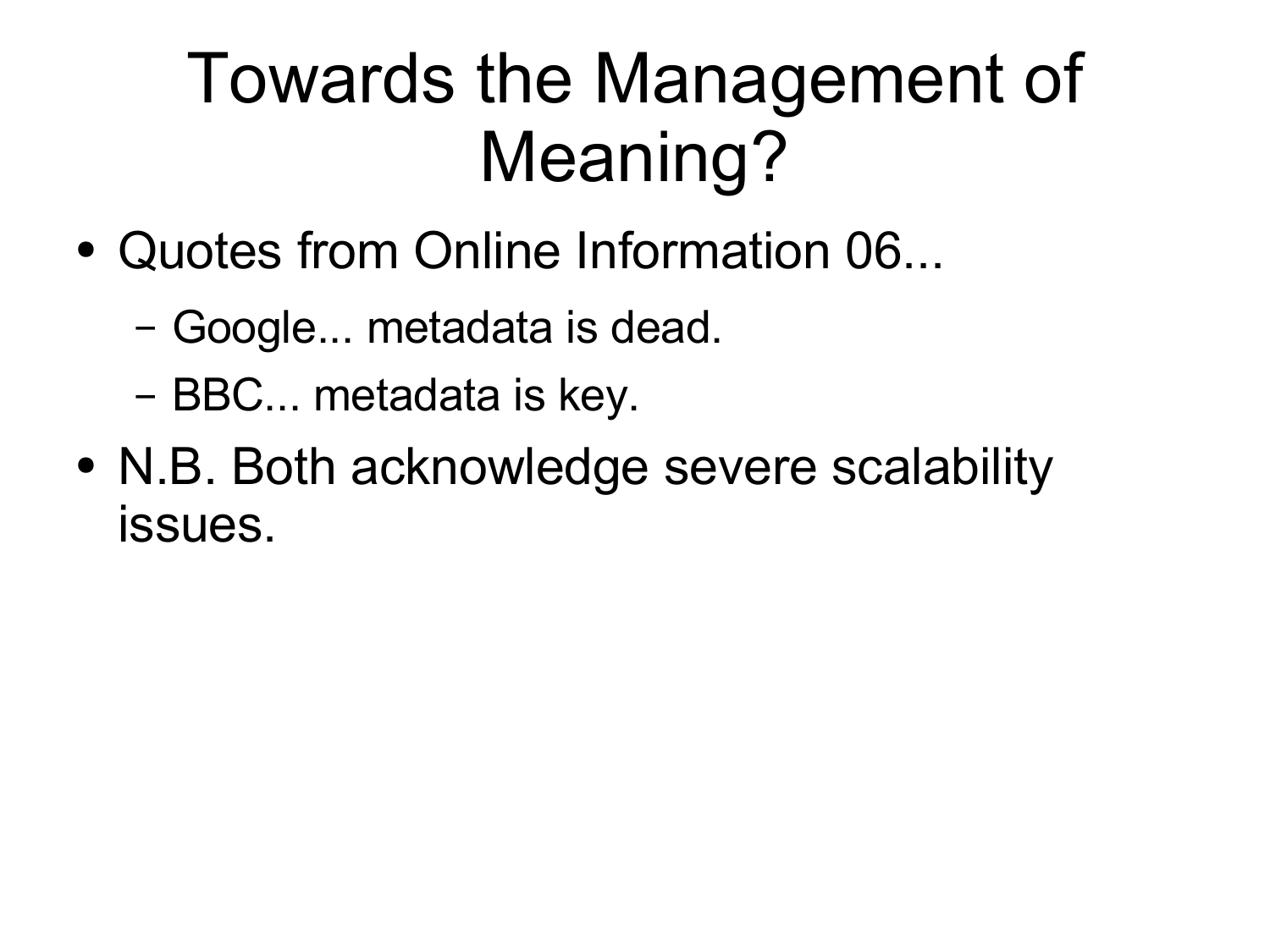# Towards the Management of Meaning?

- Quotes from Online Information 06...
  - Google... metadata is dead.
  - BBC... metadata is key.
- N.B. Both acknowledge severe scalability issues.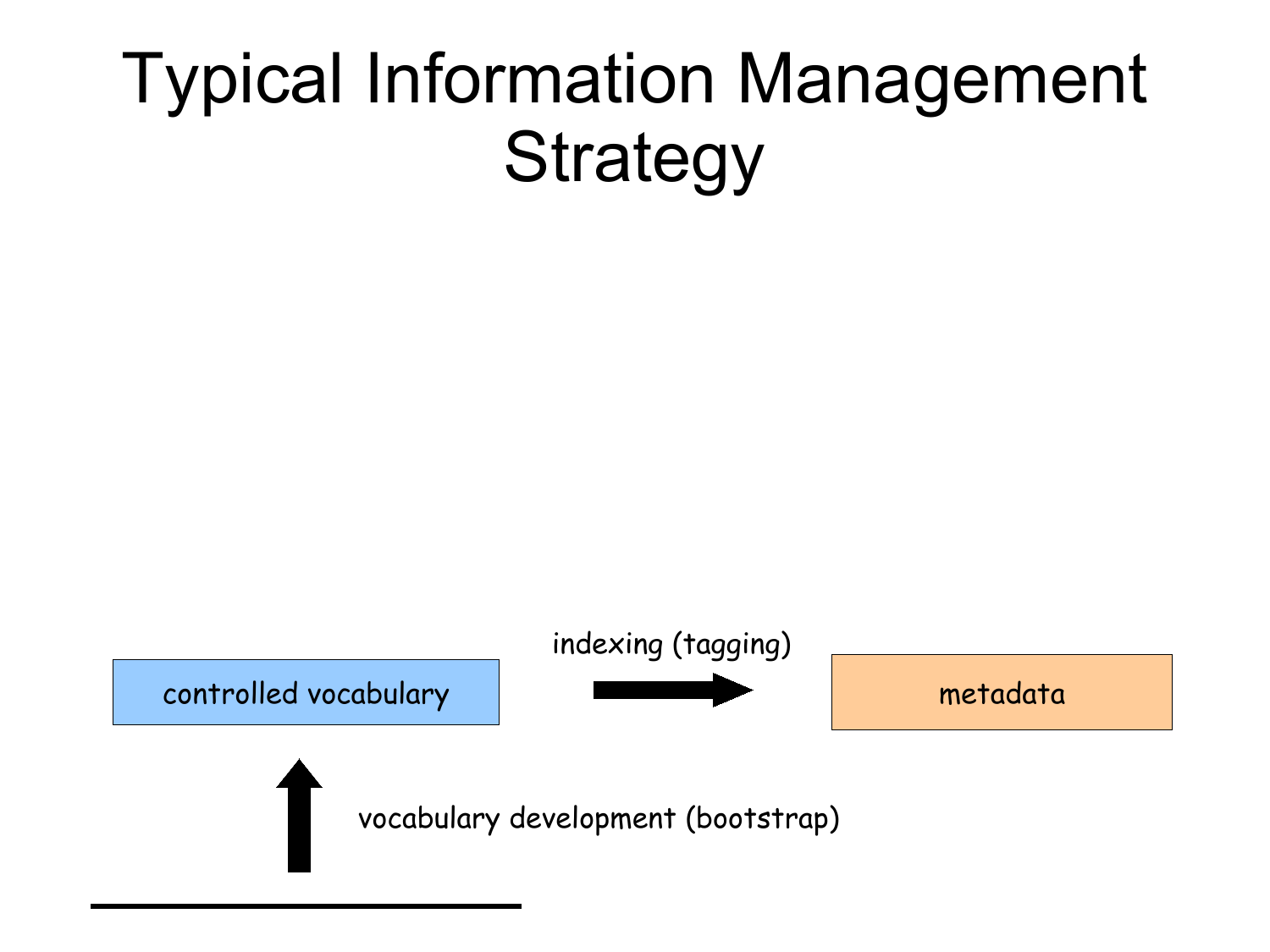# Typical Information Management Strategy

controlled vocabulary

indexing (tagging)

metadata

vocabulary development (bootstrap)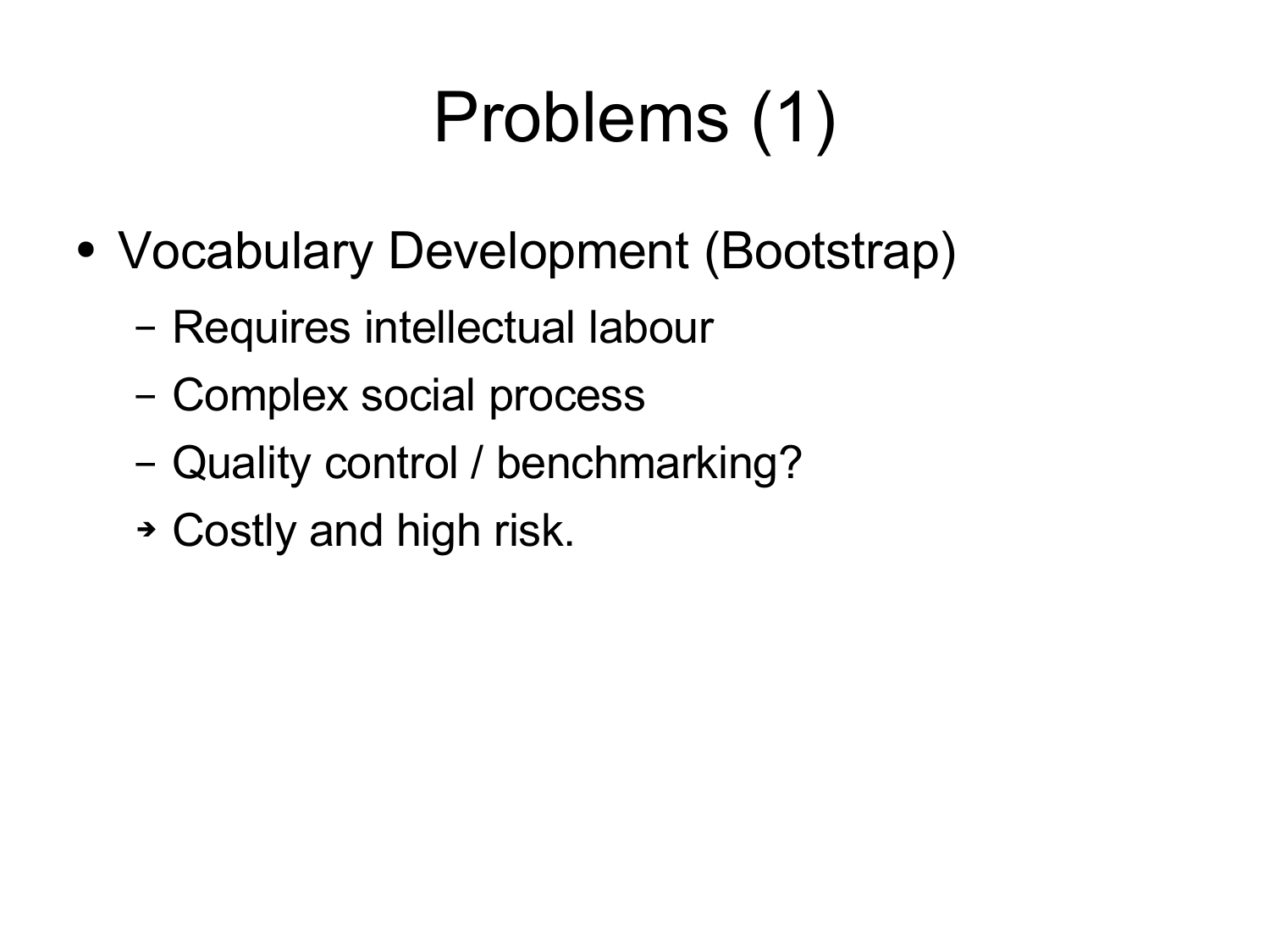# Problems (1)

- Vocabulary Development (Bootstrap)
  - Requires intellectual labour
  - Complex social process
  - Quality control / benchmarking?
  - ➔ Costly and high risk.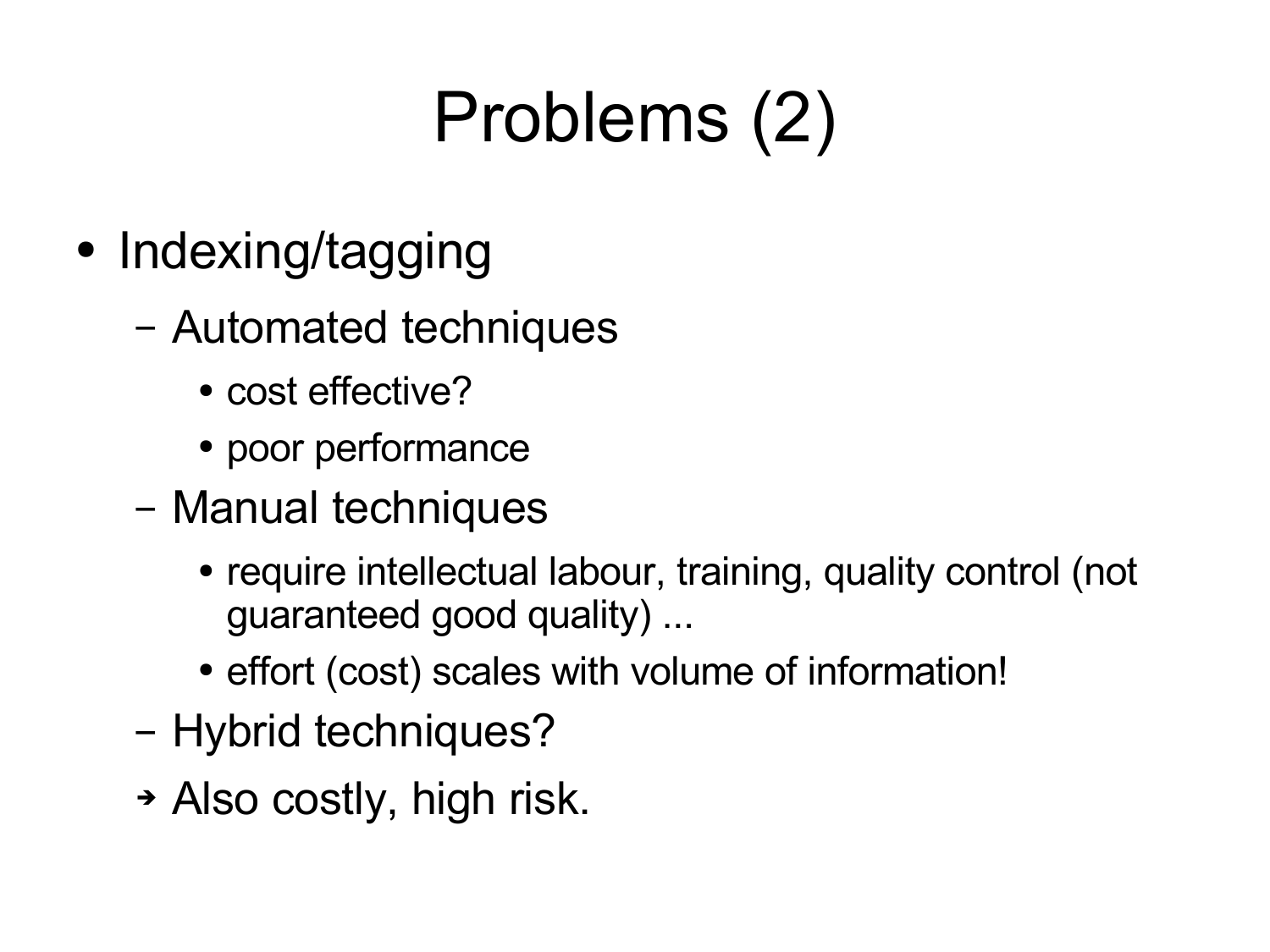# Problems (2)

- Indexing/tagging
  - Automated techniques
    - cost effective?
    - poor performance
  - Manual techniques
    - require intellectual labour, training, quality control (not guaranteed good quality) ...
    - effort (cost) scales with volume of information!
  - Hybrid techniques?
  - ➔ Also costly, high risk.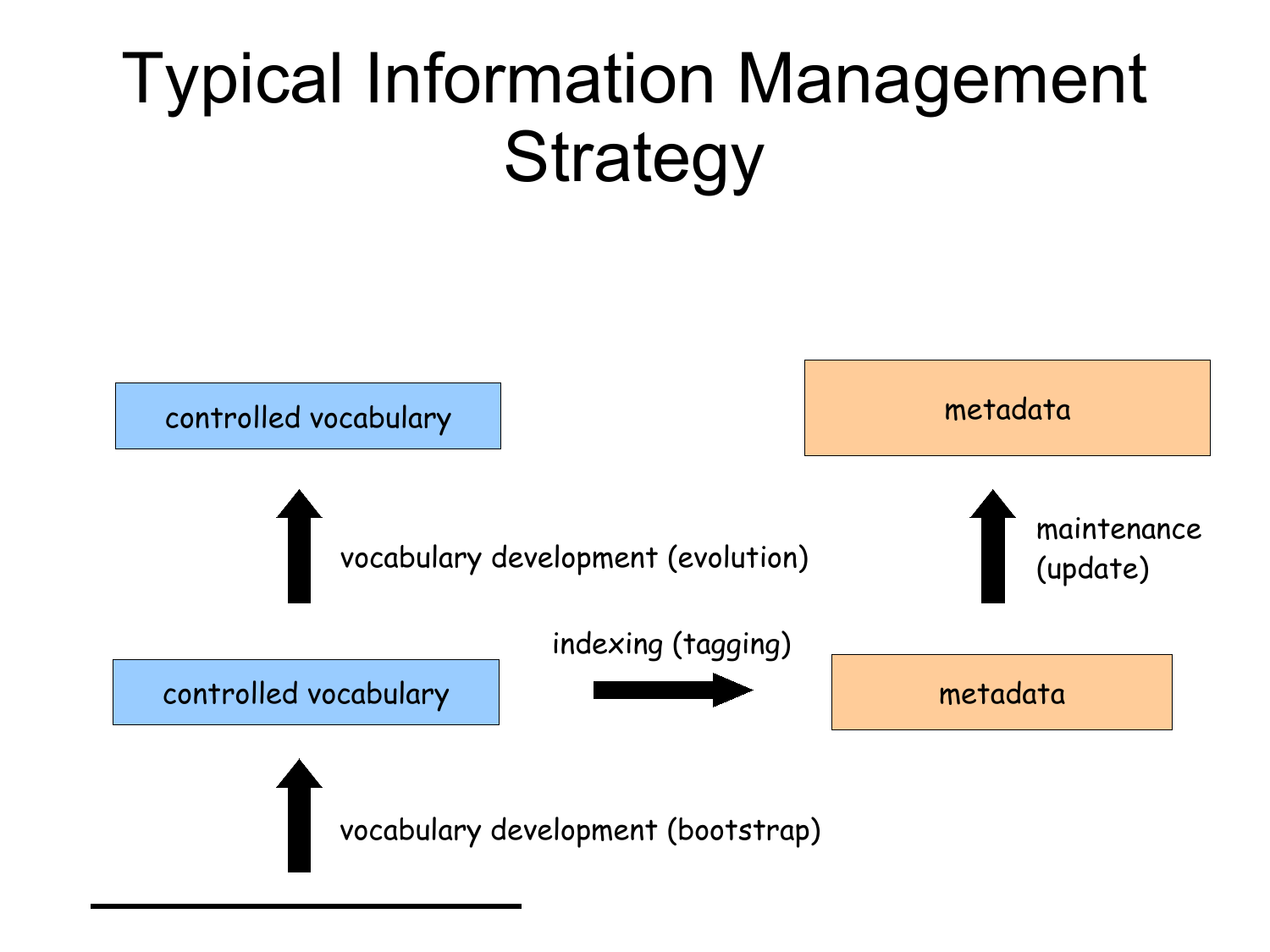# Typical Information Management Strategy

controlled vocabulary

vocabulary development (evolution)

controlled vocabulary

vocabulary development (bootstrap)

indexing (tagging)

metadata

maintenance (update)

metadata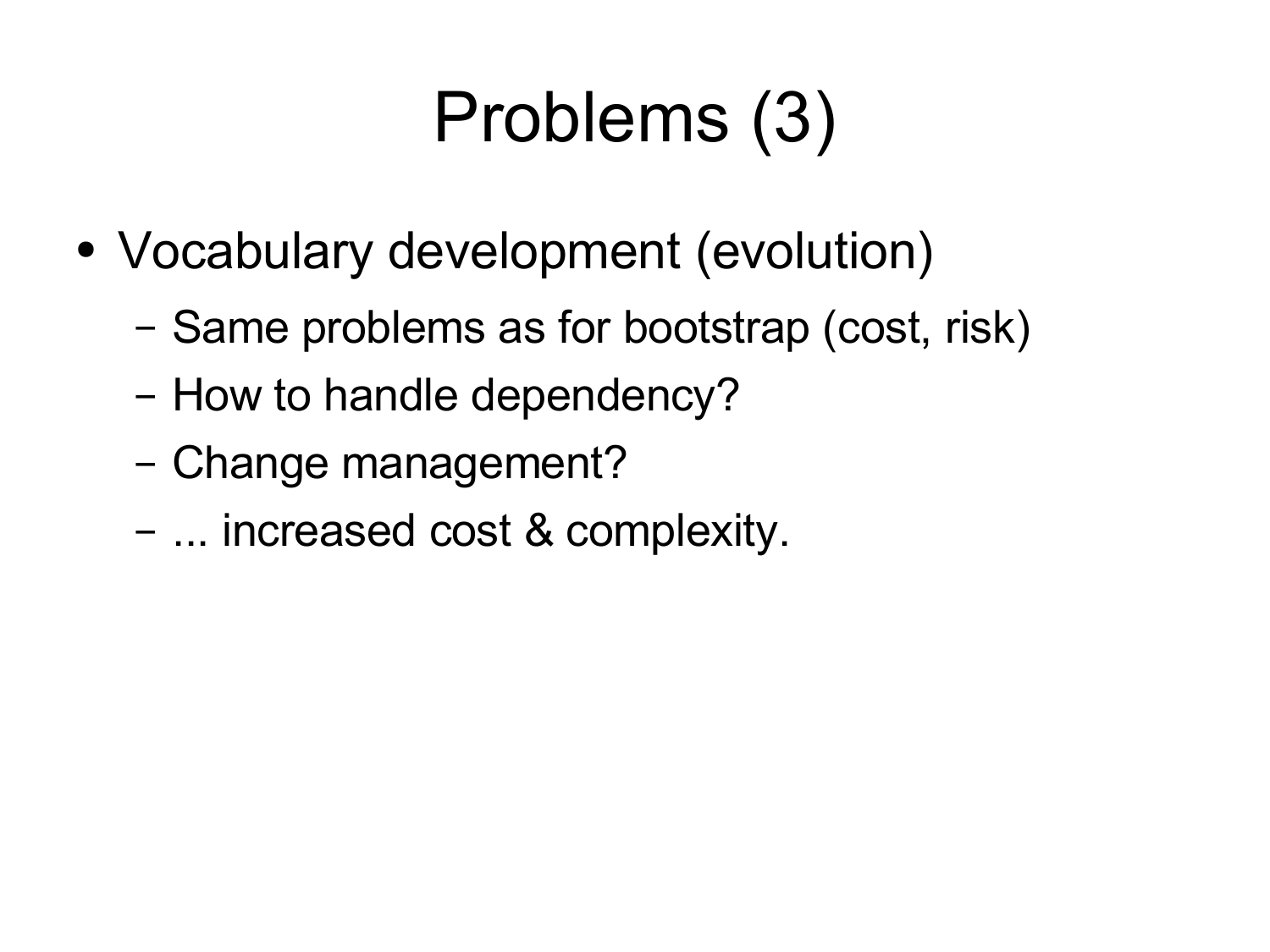# Problems (3)

- Vocabulary development (evolution)
  - Same problems as for bootstrap (cost, risk)
  - How to handle dependency?
  - Change management?
  - ... increased cost & complexity.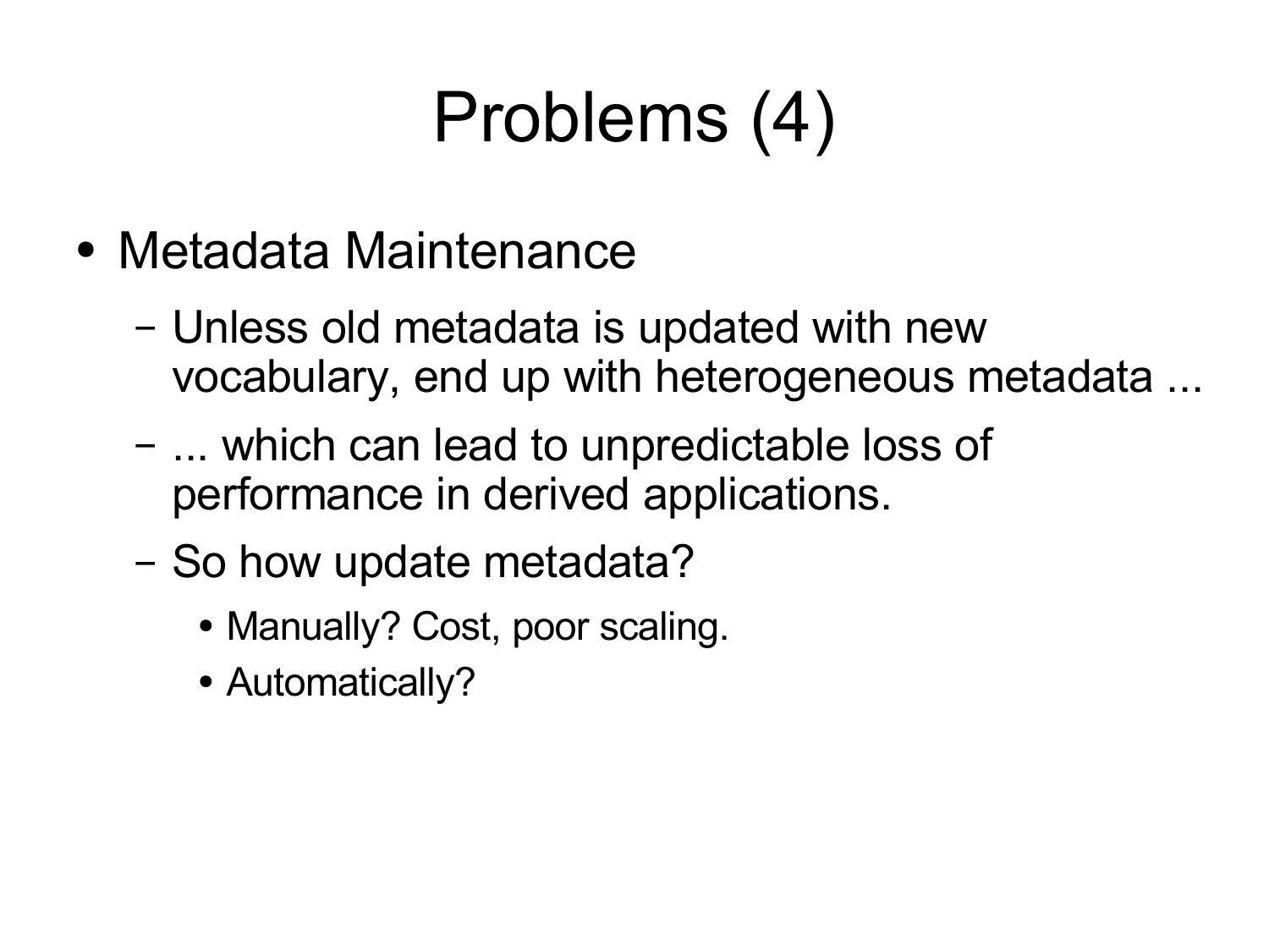# Problems (4)

- Metadata Maintenance
  - Unless old metadata is updated with new vocabulary, end up with heterogeneous metadata ...
  - ... which can lead to unpredictable loss of performance in derived applications.
  - So how update metadata?
    - Manually? Cost, poor scaling.
    - Automatically?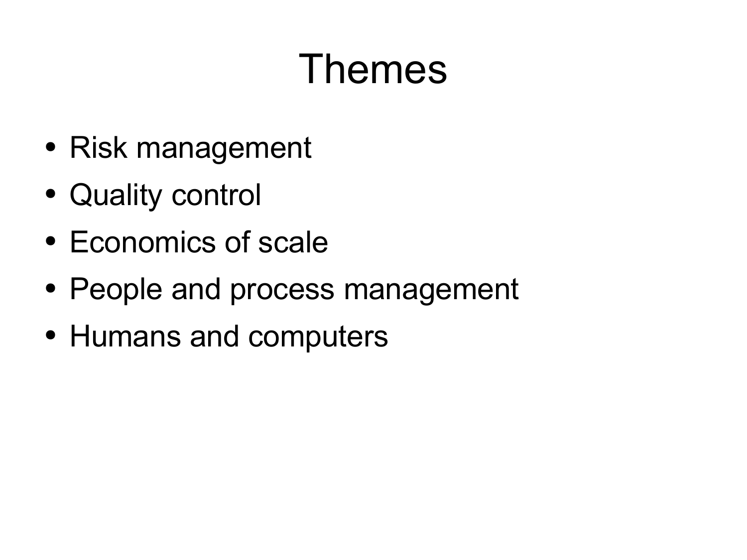# Themes

- Risk management
- Quality control
- Economics of scale
- People and process management
- Humans and computers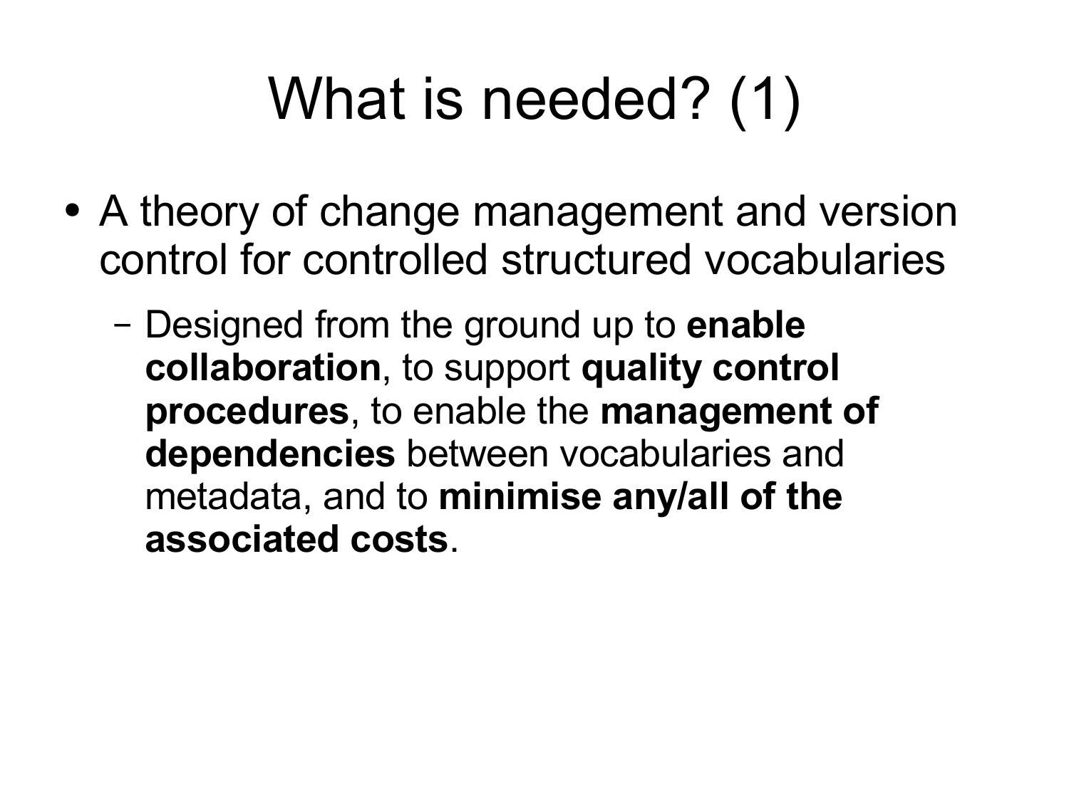# What is needed? (1)

- A theory of change management and version control for controlled structured vocabularies
  - Designed from the ground up to **enable collaboration**, to support **quality control procedures**, to enable the **management of dependencies** between vocabularies and metadata, and to **minimise any/all of the associated costs**.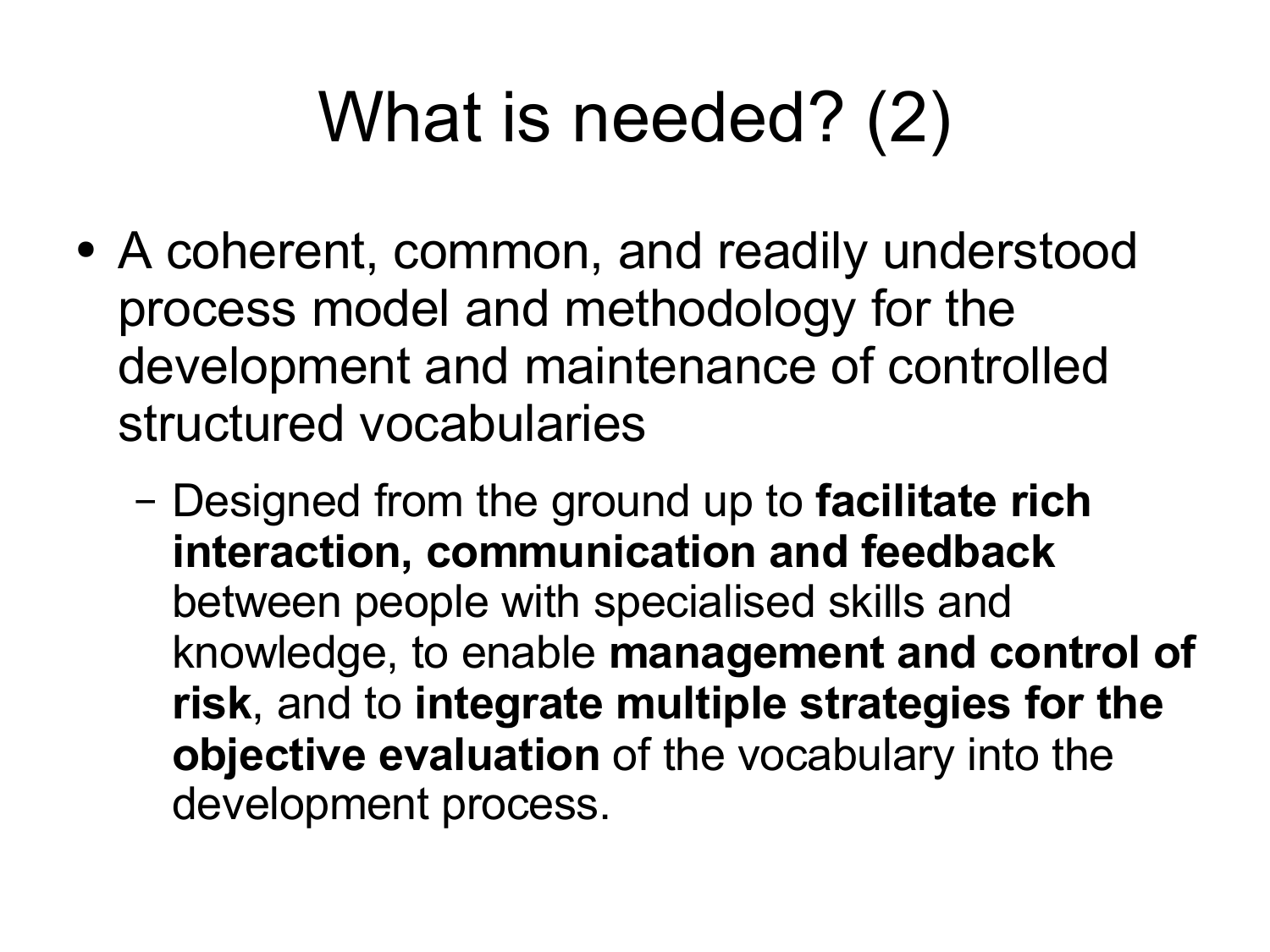# What is needed? (2)

- A coherent, common, and readily understood process model and methodology for the development and maintenance of controlled structured vocabularies
  - Designed from the ground up to **facilitate rich interaction, communication and feedback** between people with specialised skills and knowledge, to enable **management and control of risk**, and to **integrate multiple strategies for the objective evaluation** of the vocabulary into the development process.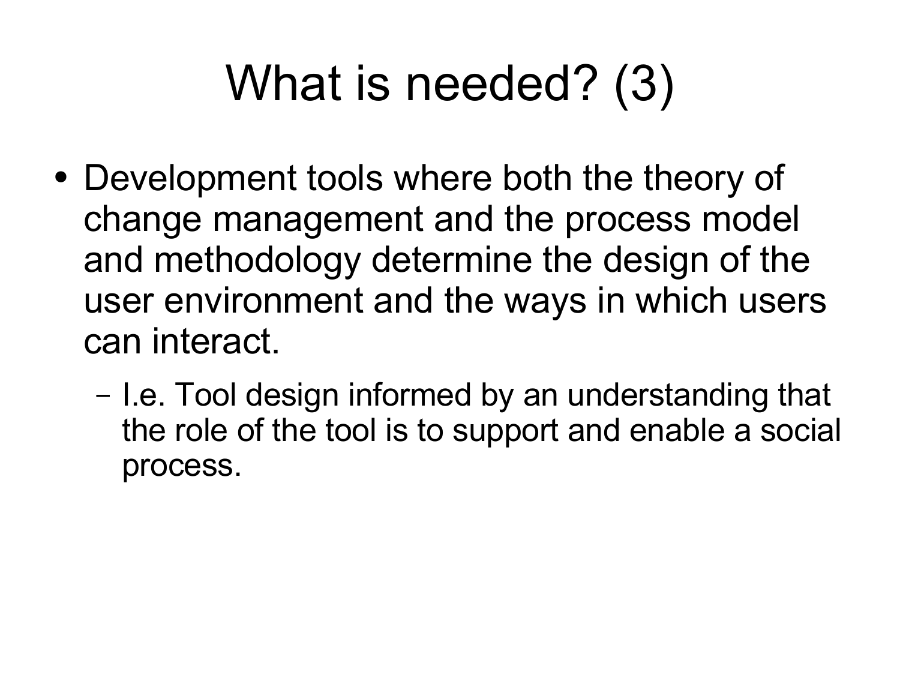# What is needed? (3)

- Development tools where both the theory of change management and the process model and methodology determine the design of the user environment and the ways in which users can interact.
  - I.e. Tool design informed by an understanding that the role of the tool is to support and enable a social process.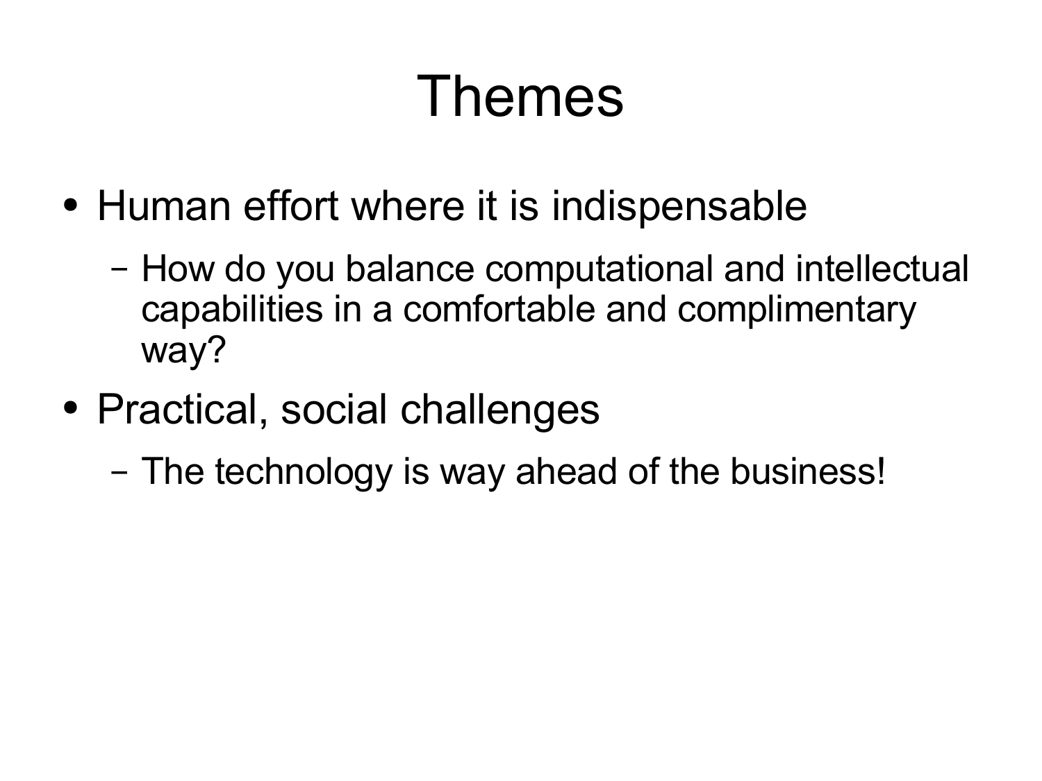# Themes

- Human effort where it is indispensable
  - How do you balance computational and intellectual capabilities in a comfortable and complimentary way?
- Practical, social challenges
  - The technology is way ahead of the business!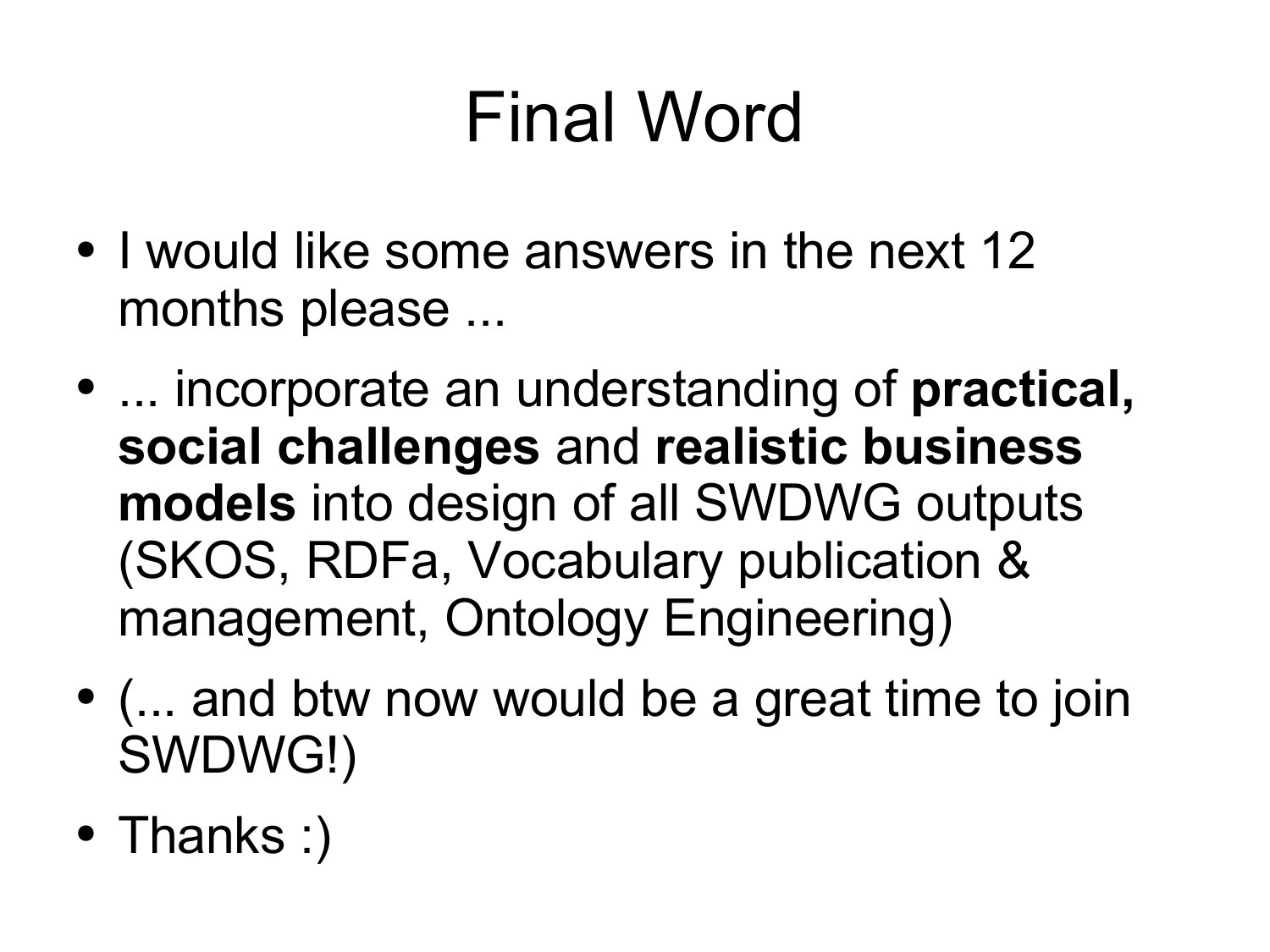# Final Word

- I would like some answers in the next 12 months please ...
- ... incorporate an understanding of **practical, social challenges** and **realistic business models** into design of all SWDWG outputs (SKOS, RDFa, Vocabulary publication & management, Ontology Engineering)
- (... and btw now would be a great time to join SWDWG!)
- Thanks :)